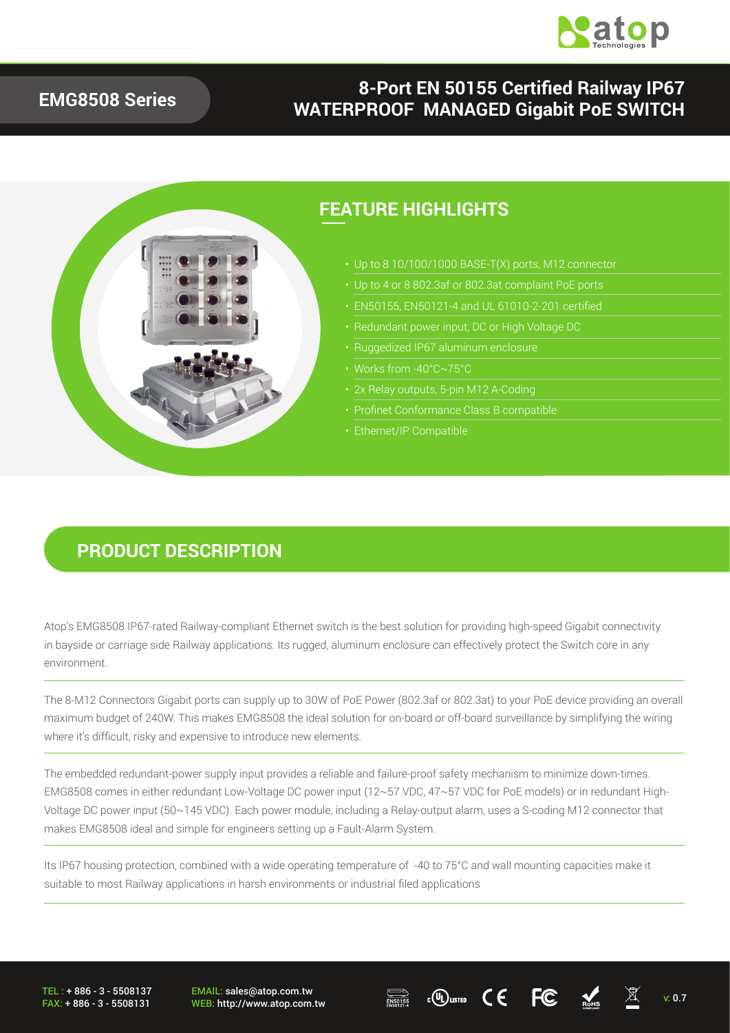# EMG8508 Series

## 8-Port EN 50155 Certified Railway IP67 WATERPROOF MANAGED Gigabit PoE SWITCH

## FEATURE HIGHLIGHTS

- Up to 8 10/100/1000 BASE-T(X) ports, M12 connector
- Up to 4 or 8 802.3af or 802.3at complaint PoE ports
- EN50155, EN50121-4 and UL 61010-2-201 certified
- Redundant power input, DC or High Voltage DC
- Ruggedized IP67 aluminum enclosure
- Works from -40°C~75°C
- 2x Relay outputs, 5-pin M12 A-Coding
- Profinet Conformance Class B compatible
- Ethernet/IP Compatible

## PRODUCT DESCRIPTION

Atop's EMG8508 IP67-rated Railway-compliant Ethernet switch is the best solution for providing high-speed Gigabit connectivity in bayside or carriage side Railway applications. Its rugged, aluminum enclosure can effectively protect the Switch core in any environment.

The 8-M12 Connectors Gigabit ports can supply up to 30W of PoE Power (802.3af or 802.3at) to your PoE device providing an overall maximum budget of 240W. This makes EMG8508 the ideal solution for on-board or off-board surveillance by simplifying the wiring where it's difficult, risky and expensive to introduce new elements.

The embedded redundant-power supply input provides a reliable and failure-proof safety mechanism to minimize down-times. EMG8508 comes in either redundant Low-Voltage DC power input (12~57 VDC, 47~57 VDC for PoE models) or in redundant High-Voltage DC power input (50~145 VDC). Each power module, including a Relay-output alarm, uses a S-coding M12 connector that makes EMG8508 ideal and simple for engineers setting up a Fault-Alarm System.

Its IP67 housing protection, combined with a wide operating temperature of -40 to 75°C and wall mounting capacities make it suitable to most Railway applications in harsh environments or industrial filed applications

TEL : + 886 - 3 - 5508137
FAX: + 886 - 3 - 5508131

EMAIL: sales@atop.com.tw
WEB: http://www.atop.com.tw

v: 0.7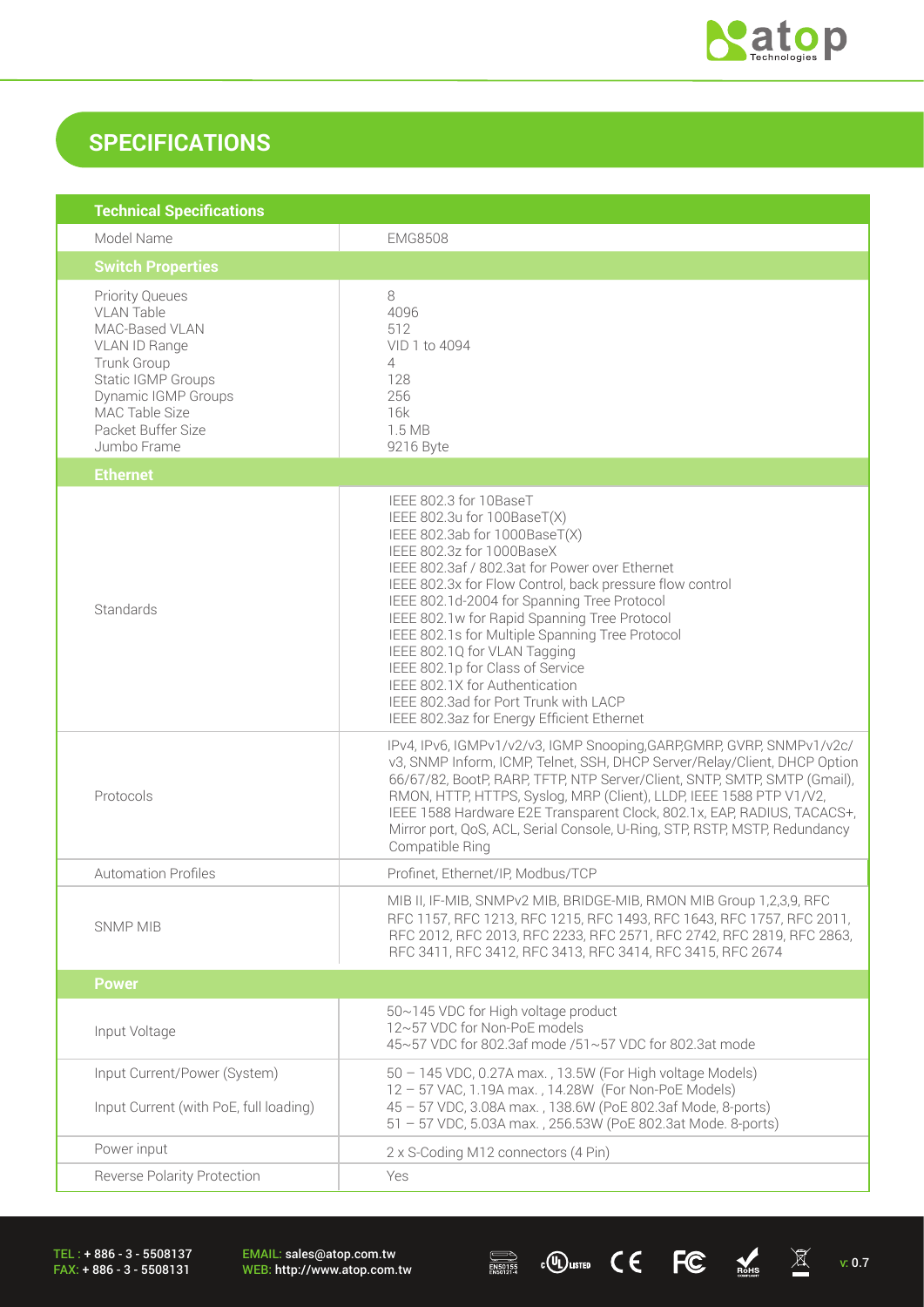# SPECIFICATIONS

| Technical Specifications | |
|---|---|
| Model Name | EMG8508 |
| **Switch Properties** | |
| Priority Queues<br>VLAN Table<br>MAC-Based VLAN<br>VLAN ID Range<br>Trunk Group<br>Static IGMP Groups<br>Dynamic IGMP Groups<br>MAC Table Size<br>Packet Buffer Size<br>Jumbo Frame | 8<br>4096<br>512<br>VID 1 to 4094<br>4<br>128<br>256<br>16k<br>1.5 MB<br>9216 Byte |
| **Ethernet** | |
| Standards | IEEE 802.3 for 10BaseT<br>IEEE 802.3u for 100BaseT(X)<br>IEEE 802.3ab for 1000BaseT(X)<br>IEEE 802.3z for 1000BaseX<br>IEEE 802.3af / 802.3at for Power over Ethernet<br>IEEE 802.3x for Flow Control, back pressure flow control<br>IEEE 802.1d-2004 for Spanning Tree Protocol<br>IEEE 802.1w for Rapid Spanning Tree Protocol<br>IEEE 802.1s for Multiple Spanning Tree Protocol<br>IEEE 802.1Q for VLAN Tagging<br>IEEE 802.1p for Class of Service<br>IEEE 802.1X for Authentication<br>IEEE 802.3ad for Port Trunk with LACP<br>IEEE 802.3az for Energy Efficient Ethernet |
| Protocols | IPv4, IPv6, IGMPv1/v2/v3, IGMP Snooping,GARP,GMRP, GVRP, SNMPv1/v2c/v3, SNMP Inform, ICMP, Telnet, SSH, DHCP Server/Relay/Client, DHCP Option 66/67/82, BootP, RARP, TFTP, NTP Server/Client, SNTP, SMTP, SMTP (Gmail), RMON, HTTP, HTTPS, Syslog, MRP (Client), LLDP, IEEE 1588 PTP V1/V2, IEEE 1588 Hardware E2E Transparent Clock, 802.1x, EAP, RADIUS, TACACS+, Mirror port, QoS, ACL, Serial Console, U-Ring, STP, RSTP, MSTP, Redundancy Compatible Ring |
| Automation Profiles | Profinet, Ethernet/IP, Modbus/TCP |
| SNMP MIB | MIB II, IF-MIB, SNMPv2 MIB, BRIDGE-MIB, RMON MIB Group 1,2,3,9, RFC RFC 1157, RFC 1213, RFC 1215, RFC 1493, RFC 1643, RFC 1757, RFC 2011, RFC 2012, RFC 2013, RFC 2233, RFC 2571, RFC 2742, RFC 2819, RFC 2863, RFC 3411, RFC 3412, RFC 3413, RFC 3414, RFC 3415, RFC 2674 |
| **Power** | |
| Input Voltage | 50~145 VDC for High voltage product<br>12~57 VDC for Non-PoE models<br>45~57 VDC for 802.3af mode /51~57 VDC for 802.3at mode |
| Input Current/Power (System)<br>Input Current (with PoE, full loading) | 50 – 145 VDC, 0.27A max. , 13.5W (For High voltage Models)<br>12 – 57 VAC, 1.19A max. , 14.28W (For Non-PoE Models)<br>45 – 57 VDC, 3.08A max. , 138.6W (PoE 802.3af Mode, 8-ports)<br>51 – 57 VDC, 5.03A max. , 256.53W (PoE 802.3at Mode. 8-ports) |
| Power input | 2 x S-Coding M12 connectors (4 Pin) |
| Reverse Polarity Protection | Yes |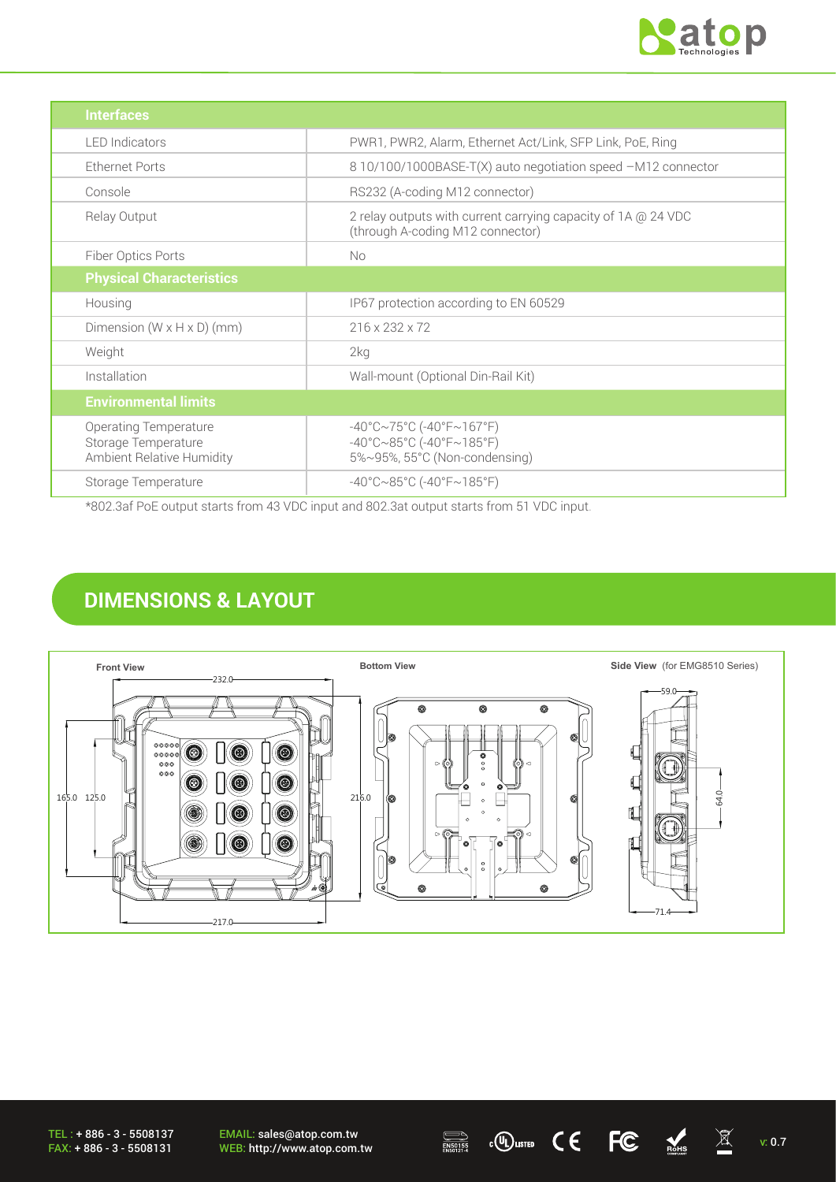| Interfaces | |
|---|---|
| LED Indicators | PWR1, PWR2, Alarm, Ethernet Act/Link, SFP Link, PoE, Ring |
| Ethernet Ports | 8 10/100/1000BASE-T(X) auto negotiation speed –M12 connector |
| Console | RS232 (A-coding M12 connector) |
| Relay Output | 2 relay outputs with current carrying capacity of 1A @ 24 VDC (through A-coding M12 connector) |
| Fiber Optics Ports | No |
| **Physical Characteristics** | |
| Housing | IP67 protection according to EN 60529 |
| Dimension (W x H x D) (mm) | 216 x 232 x 72 |
| Weight | 2kg |
| Installation | Wall-mount (Optional Din-Rail Kit) |
| **Environmental limits** | |
| Operating Temperature<br>Storage Temperature<br>Ambient Relative Humidity | -40°C~75°C (-40°F~167°F)<br>-40°C~85°C (-40°F~185°F)<br>5%~95%, 55°C (Non-condensing) |
| Storage Temperature | -40°C~85°C (-40°F~185°F) |

*802.3af PoE output starts from 43 VDC input and 802.3at output starts from 51 VDC input.

## DIMENSIONS & LAYOUT

**Front View** — 232.0, 165.0, 125.0, 217.0

**Bottom View** — 216.0

**Side View** (for EMG8510 Series) — 59.0, 64.0, 71.4

TEL : + 886 - 3 - 5508137
FAX: + 886 - 3 - 5508131

EMAIL: sales@atop.com.tw
WEB: http://www.atop.com.tw

v: 0.7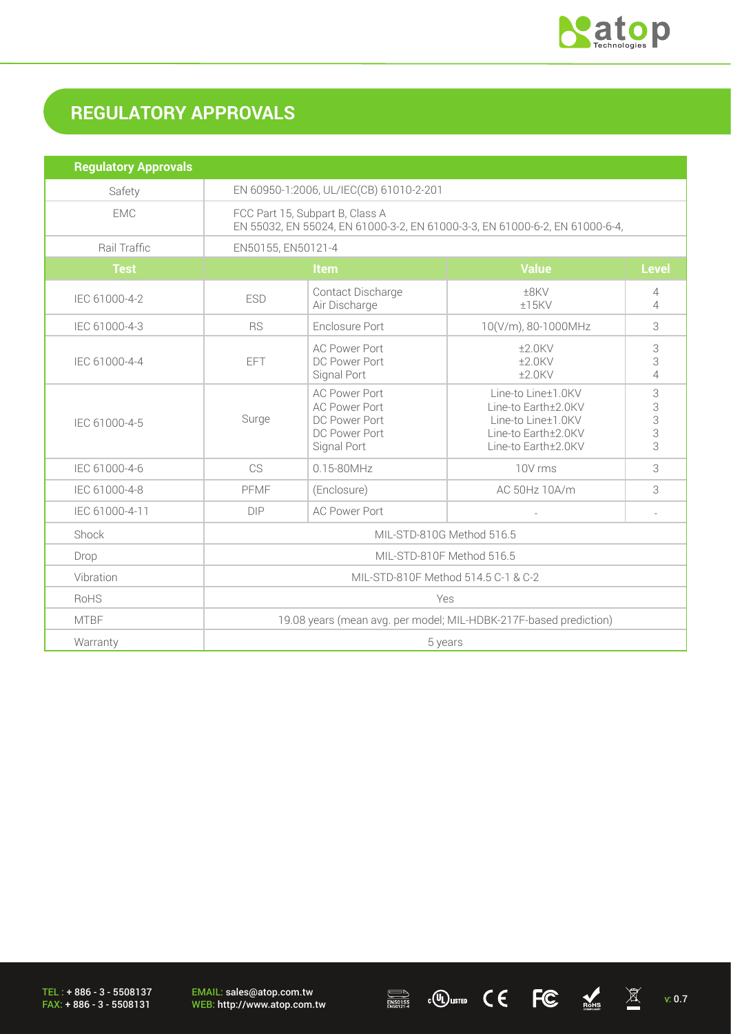## REGULATORY APPROVALS

| Regulatory Approvals | | | | |
|---|---|---|---|---|
| Safety | EN 60950-1:2006, UL/IEC(CB) 61010-2-201 | | | |
| EMC | FCC Part 15, Subpart B, Class A<br>EN 55032, EN 55024, EN 61000-3-2, EN 61000-3-3, EN 61000-6-2, EN 61000-6-4, | | | |
| Rail Traffic | EN50155, EN50121-4 | | | |
| **Test** | **Item** | | **Value** | **Level** |
| IEC 61000-4-2 | ESD | Contact Discharge<br>Air Discharge | ±8KV<br>±15KV | 4<br>4 |
| IEC 61000-4-3 | RS | Enclosure Port | 10(V/m), 80-1000MHz | 3 |
| IEC 61000-4-4 | EFT | AC Power Port<br>DC Power Port<br>Signal Port | ±2.0KV<br>±2.0KV<br>±2.0KV | 3<br>3<br>4 |
| IEC 61000-4-5 | Surge | AC Power Port<br>AC Power Port<br>DC Power Port<br>DC Power Port<br>Signal Port | Line-to Line±1.0KV<br>Line-to Earth±2.0KV<br>Line-to Line±1.0KV<br>Line-to Earth±2.0KV<br>Line-to Earth±2.0KV | 3<br>3<br>3<br>3<br>3 |
| IEC 61000-4-6 | CS | 0.15-80MHz | 10V rms | 3 |
| IEC 61000-4-8 | PFMF | (Enclosure) | AC 50Hz 10A/m | 3 |
| IEC 61000-4-11 | DIP | AC Power Port | - | - |
| Shock | MIL-STD-810G Method 516.5 | | | |
| Drop | MIL-STD-810F Method 516.5 | | | |
| Vibration | MIL-STD-810F Method 514.5 C-1 & C-2 | | | |
| RoHS | Yes | | | |
| MTBF | 19.08 years (mean avg. per model; MIL-HDBK-217F-based prediction) | | | |
| Warranty | 5 years | | | |

TEL : + 886 - 3 - 5508137
FAX: + 886 - 3 - 5508131

EMAIL: sales@atop.com.tw
WEB: http://www.atop.com.tw

v: 0.7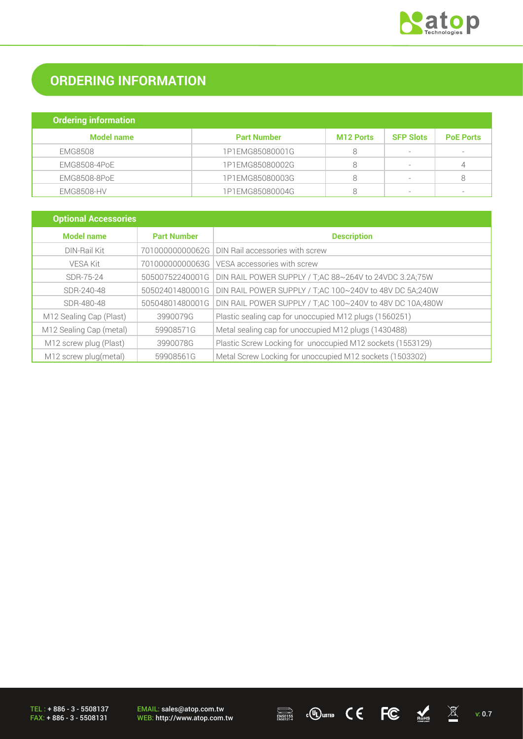# ORDERING INFORMATION

| Ordering information | | | | |
|---|---|---|---|---|
| **Model name** | **Part Number** | **M12 Ports** | **SFP Slots** | **PoE Ports** |
| EMG8508 | 1P1EMG85080001G | 8 | - | - |
| EMG8508-4PoE | 1P1EMG85080002G | 8 | - | 4 |
| EMG8508-8PoE | 1P1EMG85080003G | 8 | - | 8 |
| EMG8508-HV | 1P1EMG85080004G | 8 | - | - |

| Optional Accessories | | |
|---|---|---|
| **Model name** | **Part Number** | **Description** |
| DIN-Rail Kit | 70100000000062G | DIN Rail accessories with screw |
| VESA Kit | 70100000000063G | VESA accessories with screw |
| SDR-75-24 | 50500752240001G | DIN RAIL POWER SUPPLY / T;AC 88~264V to 24VDC 3.2A;75W |
| SDR-240-48 | 50502401480001G | DIN RAIL POWER SUPPLY / T;AC 100~240V to 48V DC 5A;240W |
| SDR-480-48 | 50504801480001G | DIN RAIL POWER SUPPLY / T;AC 100~240V to 48V DC 10A;480W |
| M12 Sealing Cap (Plast) | 3990079G | Plastic sealing cap for unoccupied M12 plugs (1560251) |
| M12 Sealing Cap (metal) | 59908571G | Metal sealing cap for unoccupied M12 plugs (1430488) |
| M12 screw plug (Plast) | 3990078G | Plastic Screw Locking for unoccupied M12 sockets (1553129) |
| M12 screw plug(metal) | 59908561G | Metal Screw Locking for unoccupied M12 sockets (1503302) |

TEL : + 886 - 3 - 5508137
FAX: + 886 - 3 - 5508131

EMAIL: sales@atop.com.tw
WEB: http://www.atop.com.tw

v: 0.7